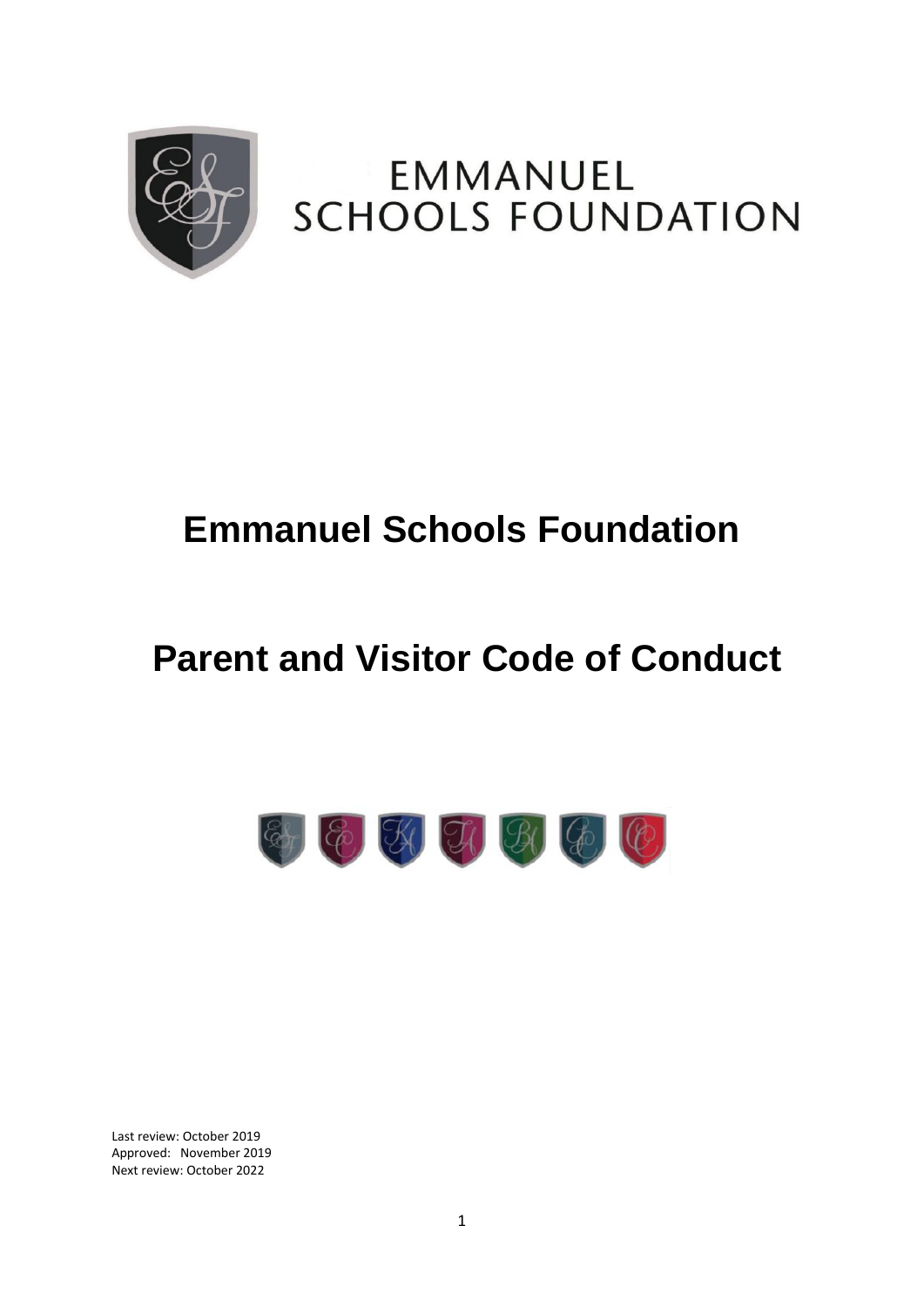EMMANUEL SCHOOLS FOUNDATION

# Emmanuel Schools Foundation

# Parent and Visitor Code of Conduct

Last review: October 2019
Approved: November 2019
Next review: October 2022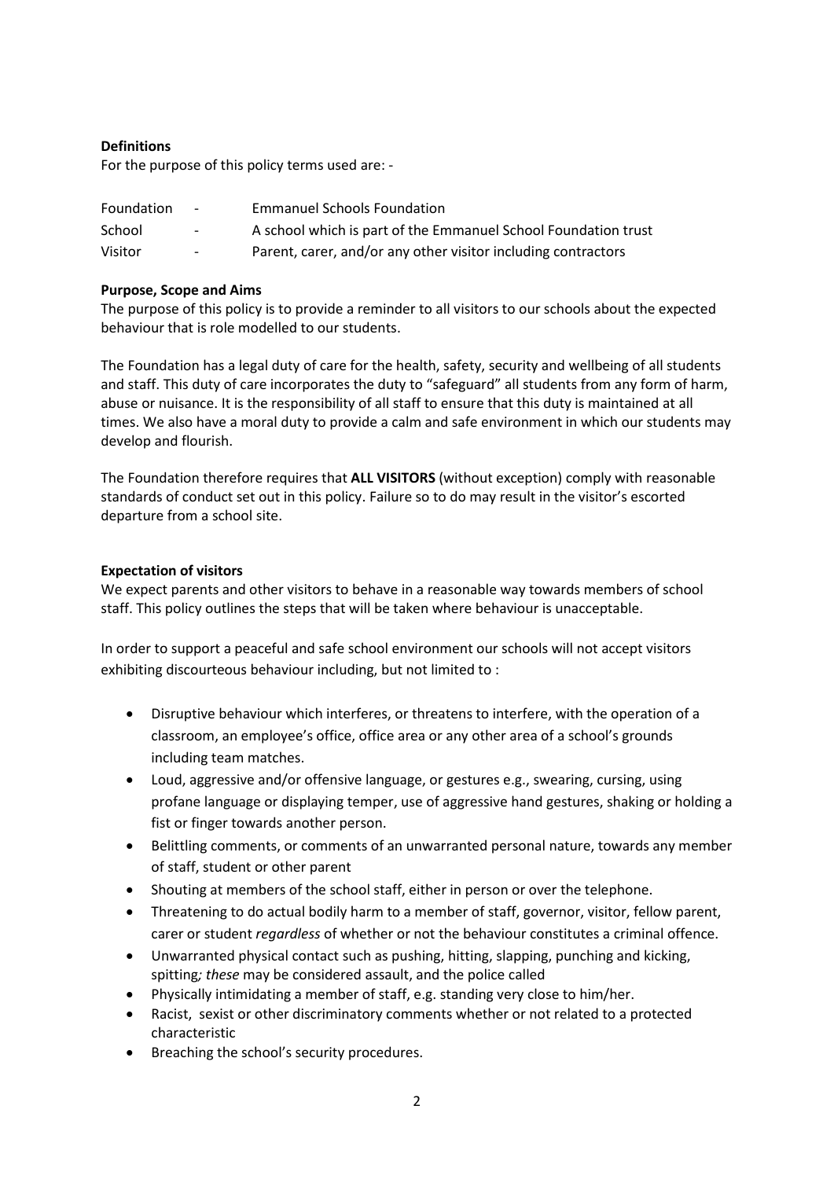**Definitions**

For the purpose of this policy terms used are: -

| Foundation | - | Emmanuel Schools Foundation |
|---|---|---|
| School | - | A school which is part of the Emmanuel School Foundation trust |
| Visitor | - | Parent, carer, and/or any other visitor including contractors |

**Purpose, Scope and Aims**

The purpose of this policy is to provide a reminder to all visitors to our schools about the expected behaviour that is role modelled to our students.

The Foundation has a legal duty of care for the health, safety, security and wellbeing of all students and staff. This duty of care incorporates the duty to "safeguard" all students from any form of harm, abuse or nuisance. It is the responsibility of all staff to ensure that this duty is maintained at all times. We also have a moral duty to provide a calm and safe environment in which our students may develop and flourish.

The Foundation therefore requires that **ALL VISITORS** (without exception) comply with reasonable standards of conduct set out in this policy. Failure so to do may result in the visitor's escorted departure from a school site.

**Expectation of visitors**

We expect parents and other visitors to behave in a reasonable way towards members of school staff. This policy outlines the steps that will be taken where behaviour is unacceptable.

In order to support a peaceful and safe school environment our schools will not accept visitors exhibiting discourteous behaviour including, but not limited to :

- Disruptive behaviour which interferes, or threatens to interfere, with the operation of a classroom, an employee's office, office area or any other area of a school's grounds including team matches.
- Loud, aggressive and/or offensive language, or gestures e.g., swearing, cursing, using profane language or displaying temper, use of aggressive hand gestures, shaking or holding a fist or finger towards another person.
- Belittling comments, or comments of an unwarranted personal nature, towards any member of staff, student or other parent
- Shouting at members of the school staff, either in person or over the telephone.
- Threatening to do actual bodily harm to a member of staff, governor, visitor, fellow parent, carer or student *regardless* of whether or not the behaviour constitutes a criminal offence.
- Unwarranted physical contact such as pushing, hitting, slapping, punching and kicking, spitting*; these* may be considered assault, and the police called
- Physically intimidating a member of staff, e.g. standing very close to him/her.
- Racist, sexist or other discriminatory comments whether or not related to a protected characteristic
- Breaching the school's security procedures.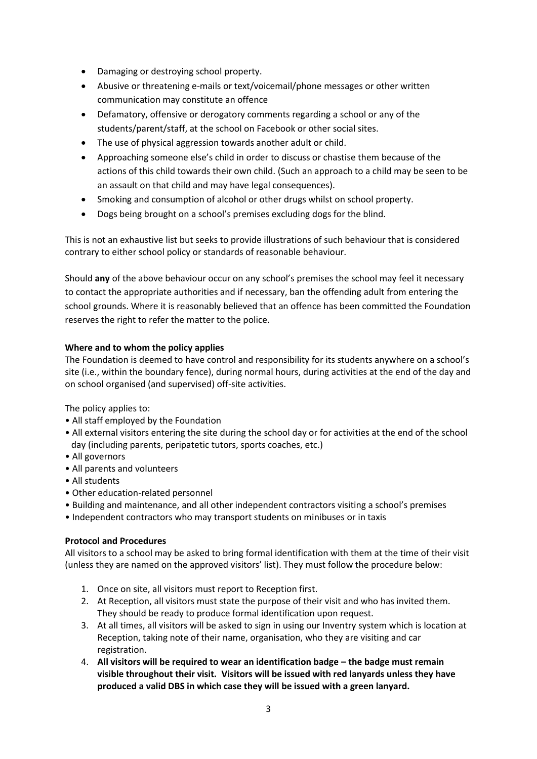- Damaging or destroying school property.
- Abusive or threatening e-mails or text/voicemail/phone messages or other written communication may constitute an offence
- Defamatory, offensive or derogatory comments regarding a school or any of the students/parent/staff, at the school on Facebook or other social sites.
- The use of physical aggression towards another adult or child.
- Approaching someone else's child in order to discuss or chastise them because of the actions of this child towards their own child. (Such an approach to a child may be seen to be an assault on that child and may have legal consequences).
- Smoking and consumption of alcohol or other drugs whilst on school property.
- Dogs being brought on a school's premises excluding dogs for the blind.

This is not an exhaustive list but seeks to provide illustrations of such behaviour that is considered contrary to either school policy or standards of reasonable behaviour.

Should **any** of the above behaviour occur on any school's premises the school may feel it necessary to contact the appropriate authorities and if necessary, ban the offending adult from entering the school grounds. Where it is reasonably believed that an offence has been committed the Foundation reserves the right to refer the matter to the police.

**Where and to whom the policy applies**

The Foundation is deemed to have control and responsibility for its students anywhere on a school's site (i.e., within the boundary fence), during normal hours, during activities at the end of the day and on school organised (and supervised) off-site activities.

The policy applies to:

- All staff employed by the Foundation
- All external visitors entering the site during the school day or for activities at the end of the school day (including parents, peripatetic tutors, sports coaches, etc.)
- All governors
- All parents and volunteers
- All students
- Other education-related personnel
- Building and maintenance, and all other independent contractors visiting a school's premises
- Independent contractors who may transport students on minibuses or in taxis

**Protocol and Procedures**

All visitors to a school may be asked to bring formal identification with them at the time of their visit (unless they are named on the approved visitors' list). They must follow the procedure below:

1. Once on site, all visitors must report to Reception first.
2. At Reception, all visitors must state the purpose of their visit and who has invited them. They should be ready to produce formal identification upon request.
3. At all times, all visitors will be asked to sign in using our Inventry system which is location at Reception, taking note of their name, organisation, who they are visiting and car registration.
4. **All visitors will be required to wear an identification badge – the badge must remain visible throughout their visit. Visitors will be issued with red lanyards unless they have produced a valid DBS in which case they will be issued with a green lanyard.**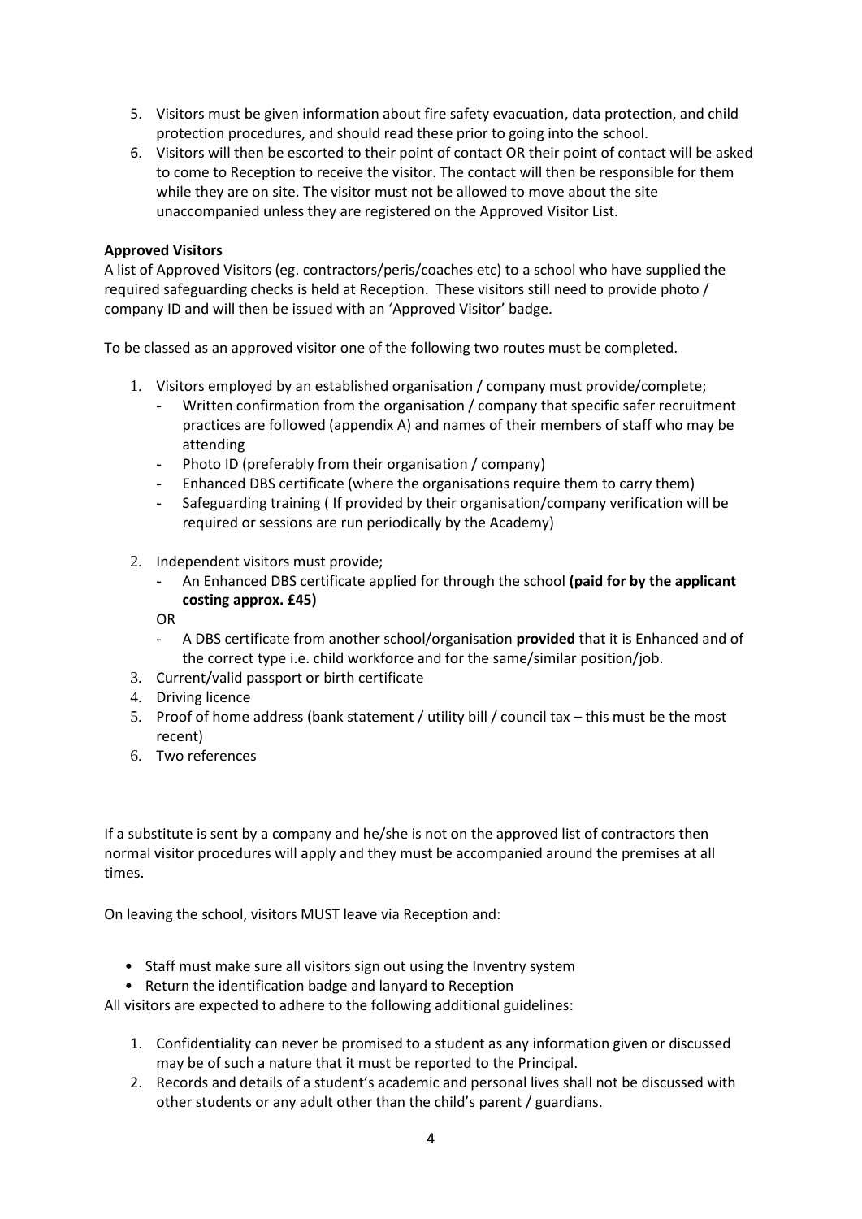5. Visitors must be given information about fire safety evacuation, data protection, and child protection procedures, and should read these prior to going into the school.
6. Visitors will then be escorted to their point of contact OR their point of contact will be asked to come to Reception to receive the visitor. The contact will then be responsible for them while they are on site. The visitor must not be allowed to move about the site unaccompanied unless they are registered on the Approved Visitor List.

**Approved Visitors**

A list of Approved Visitors (eg. contractors/peris/coaches etc) to a school who have supplied the required safeguarding checks is held at Reception. These visitors still need to provide photo / company ID and will then be issued with an 'Approved Visitor' badge.

To be classed as an approved visitor one of the following two routes must be completed.

1. Visitors employed by an established organisation / company must provide/complete;
   - Written confirmation from the organisation / company that specific safer recruitment practices are followed (appendix A) and names of their members of staff who may be attending
   - Photo ID (preferably from their organisation / company)
   - Enhanced DBS certificate (where the organisations require them to carry them)
   - Safeguarding training ( If provided by their organisation/company verification will be required or sessions are run periodically by the Academy)
2. Independent visitors must provide;
   - An Enhanced DBS certificate applied for through the school **(paid for by the applicant costing approx. £45)**

   OR
   - A DBS certificate from another school/organisation **provided** that it is Enhanced and of the correct type i.e. child workforce and for the same/similar position/job.
3. Current/valid passport or birth certificate
4. Driving licence
5. Proof of home address (bank statement / utility bill / council tax – this must be the most recent)
6. Two references

If a substitute is sent by a company and he/she is not on the approved list of contractors then normal visitor procedures will apply and they must be accompanied around the premises at all times.

On leaving the school, visitors MUST leave via Reception and:

- Staff must make sure all visitors sign out using the Inventry system
- Return the identification badge and lanyard to Reception

All visitors are expected to adhere to the following additional guidelines:

1. Confidentiality can never be promised to a student as any information given or discussed may be of such a nature that it must be reported to the Principal.
2. Records and details of a student's academic and personal lives shall not be discussed with other students or any adult other than the child's parent / guardians.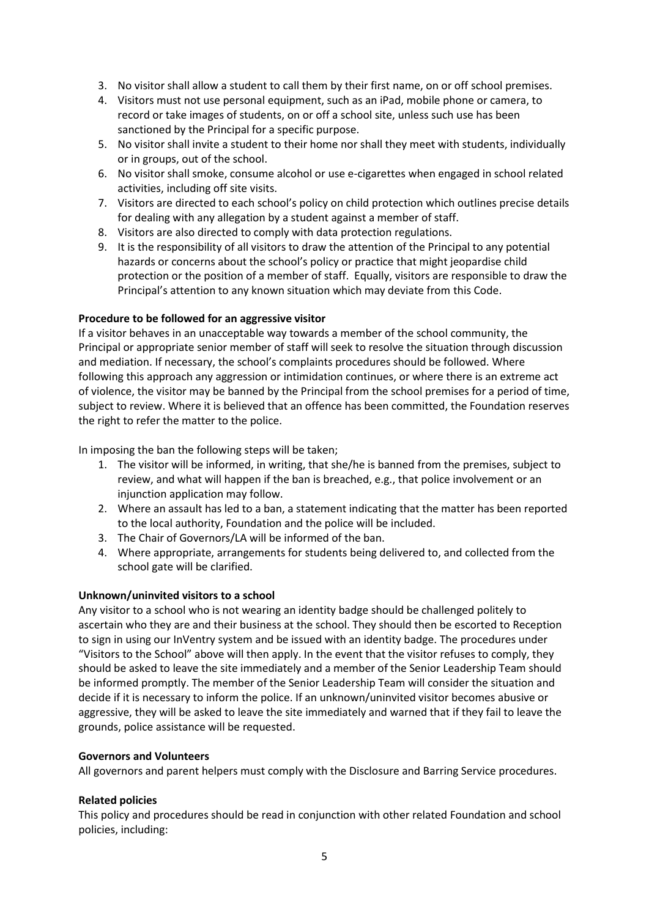3. No visitor shall allow a student to call them by their first name, on or off school premises.
4. Visitors must not use personal equipment, such as an iPad, mobile phone or camera, to record or take images of students, on or off a school site, unless such use has been sanctioned by the Principal for a specific purpose.
5. No visitor shall invite a student to their home nor shall they meet with students, individually or in groups, out of the school.
6. No visitor shall smoke, consume alcohol or use e-cigarettes when engaged in school related activities, including off site visits.
7. Visitors are directed to each school's policy on child protection which outlines precise details for dealing with any allegation by a student against a member of staff.
8. Visitors are also directed to comply with data protection regulations.
9. It is the responsibility of all visitors to draw the attention of the Principal to any potential hazards or concerns about the school's policy or practice that might jeopardise child protection or the position of a member of staff. Equally, visitors are responsible to draw the Principal's attention to any known situation which may deviate from this Code.

**Procedure to be followed for an aggressive visitor**

If a visitor behaves in an unacceptable way towards a member of the school community, the Principal or appropriate senior member of staff will seek to resolve the situation through discussion and mediation. If necessary, the school's complaints procedures should be followed. Where following this approach any aggression or intimidation continues, or where there is an extreme act of violence, the visitor may be banned by the Principal from the school premises for a period of time, subject to review. Where it is believed that an offence has been committed, the Foundation reserves the right to refer the matter to the police.

In imposing the ban the following steps will be taken;

1. The visitor will be informed, in writing, that she/he is banned from the premises, subject to review, and what will happen if the ban is breached, e.g., that police involvement or an injunction application may follow.
2. Where an assault has led to a ban, a statement indicating that the matter has been reported to the local authority, Foundation and the police will be included.
3. The Chair of Governors/LA will be informed of the ban.
4. Where appropriate, arrangements for students being delivered to, and collected from the school gate will be clarified.

**Unknown/uninvited visitors to a school**

Any visitor to a school who is not wearing an identity badge should be challenged politely to ascertain who they are and their business at the school. They should then be escorted to Reception to sign in using our InVentry system and be issued with an identity badge. The procedures under "Visitors to the School" above will then apply. In the event that the visitor refuses to comply, they should be asked to leave the site immediately and a member of the Senior Leadership Team should be informed promptly. The member of the Senior Leadership Team will consider the situation and decide if it is necessary to inform the police. If an unknown/uninvited visitor becomes abusive or aggressive, they will be asked to leave the site immediately and warned that if they fail to leave the grounds, police assistance will be requested.

**Governors and Volunteers**

All governors and parent helpers must comply with the Disclosure and Barring Service procedures.

**Related policies**

This policy and procedures should be read in conjunction with other related Foundation and school policies, including: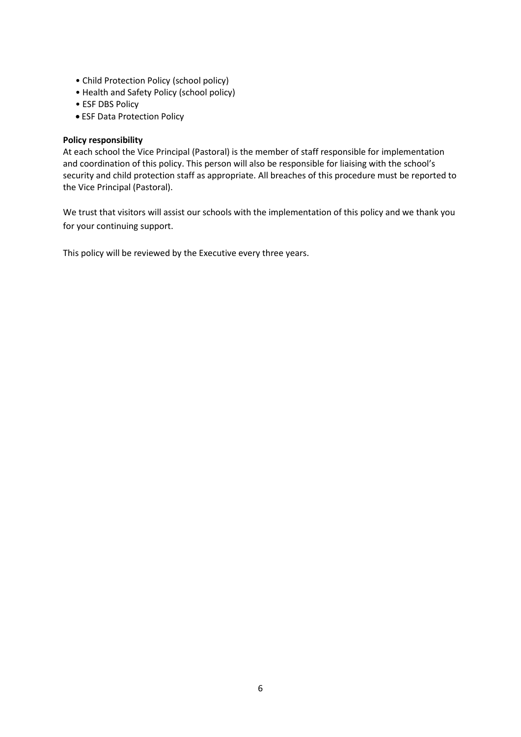- Child Protection Policy (school policy)
- Health and Safety Policy (school policy)
- ESF DBS Policy
- ESF Data Protection Policy

**Policy responsibility**

At each school the Vice Principal (Pastoral) is the member of staff responsible for implementation and coordination of this policy. This person will also be responsible for liaising with the school's security and child protection staff as appropriate. All breaches of this procedure must be reported to the Vice Principal (Pastoral).

We trust that visitors will assist our schools with the implementation of this policy and we thank you for your continuing support.

This policy will be reviewed by the Executive every three years.